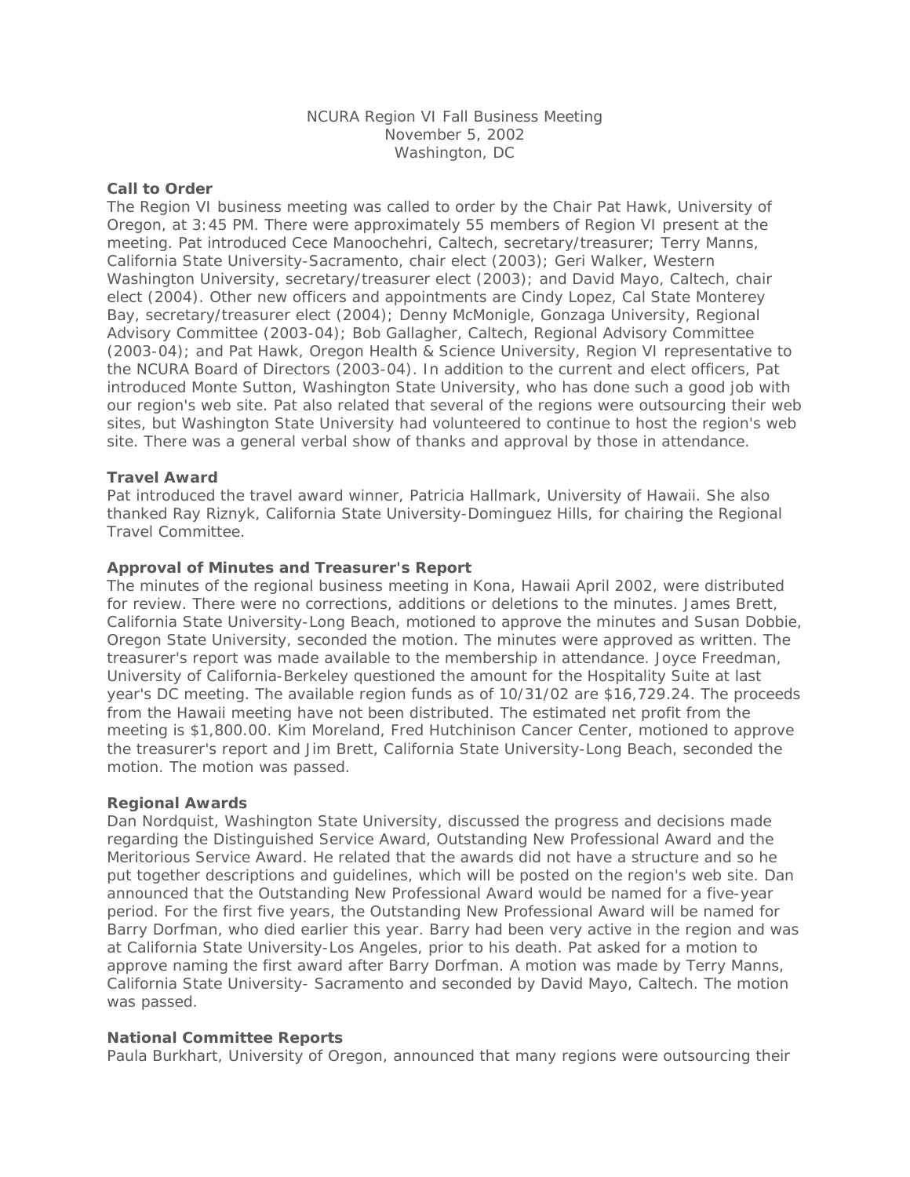NCURA Region VI Fall Business Meeting
November 5, 2002
Washington, DC

**Call to Order**

The Region VI business meeting was called to order by the Chair Pat Hawk, University of Oregon, at 3:45 PM. There were approximately 55 members of Region VI present at the meeting. Pat introduced Cece Manoochehri, Caltech, secretary/treasurer; Terry Manns, California State University-Sacramento, chair elect (2003); Geri Walker, Western Washington University, secretary/treasurer elect (2003); and David Mayo, Caltech, chair elect (2004). Other new officers and appointments are Cindy Lopez, Cal State Monterey Bay, secretary/treasurer elect (2004); Denny McMonigle, Gonzaga University, Regional Advisory Committee (2003-04); Bob Gallagher, Caltech, Regional Advisory Committee (2003-04); and Pat Hawk, Oregon Health & Science University, Region VI representative to the NCURA Board of Directors (2003-04). In addition to the current and elect officers, Pat introduced Monte Sutton, Washington State University, who has done such a good job with our region's web site. Pat also related that several of the regions were outsourcing their web sites, but Washington State University had volunteered to continue to host the region's web site. There was a general verbal show of thanks and approval by those in attendance.

**Travel Award**

Pat introduced the travel award winner, Patricia Hallmark, University of Hawaii. She also thanked Ray Riznyk, California State University-Dominguez Hills, for chairing the Regional Travel Committee.

**Approval of Minutes and Treasurer's Report**

The minutes of the regional business meeting in Kona, Hawaii April 2002, were distributed for review. There were no corrections, additions or deletions to the minutes. James Brett, California State University-Long Beach, motioned to approve the minutes and Susan Dobbie, Oregon State University, seconded the motion. The minutes were approved as written. The treasurer's report was made available to the membership in attendance. Joyce Freedman, University of California-Berkeley questioned the amount for the Hospitality Suite at last year's DC meeting. The available region funds as of 10/31/02 are $16,729.24. The proceeds from the Hawaii meeting have not been distributed. The estimated net profit from the meeting is $1,800.00. Kim Moreland, Fred Hutchinison Cancer Center, motioned to approve the treasurer's report and Jim Brett, California State University-Long Beach, seconded the motion. The motion was passed.

**Regional Awards**

Dan Nordquist, Washington State University, discussed the progress and decisions made regarding the Distinguished Service Award, Outstanding New Professional Award and the Meritorious Service Award. He related that the awards did not have a structure and so he put together descriptions and guidelines, which will be posted on the region's web site. Dan announced that the Outstanding New Professional Award would be named for a five-year period. For the first five years, the Outstanding New Professional Award will be named for Barry Dorfman, who died earlier this year. Barry had been very active in the region and was at California State University-Los Angeles, prior to his death. Pat asked for a motion to approve naming the first award after Barry Dorfman. A motion was made by Terry Manns, California State University- Sacramento and seconded by David Mayo, Caltech. The motion was passed.

**National Committee Reports**

Paula Burkhart, University of Oregon, announced that many regions were outsourcing their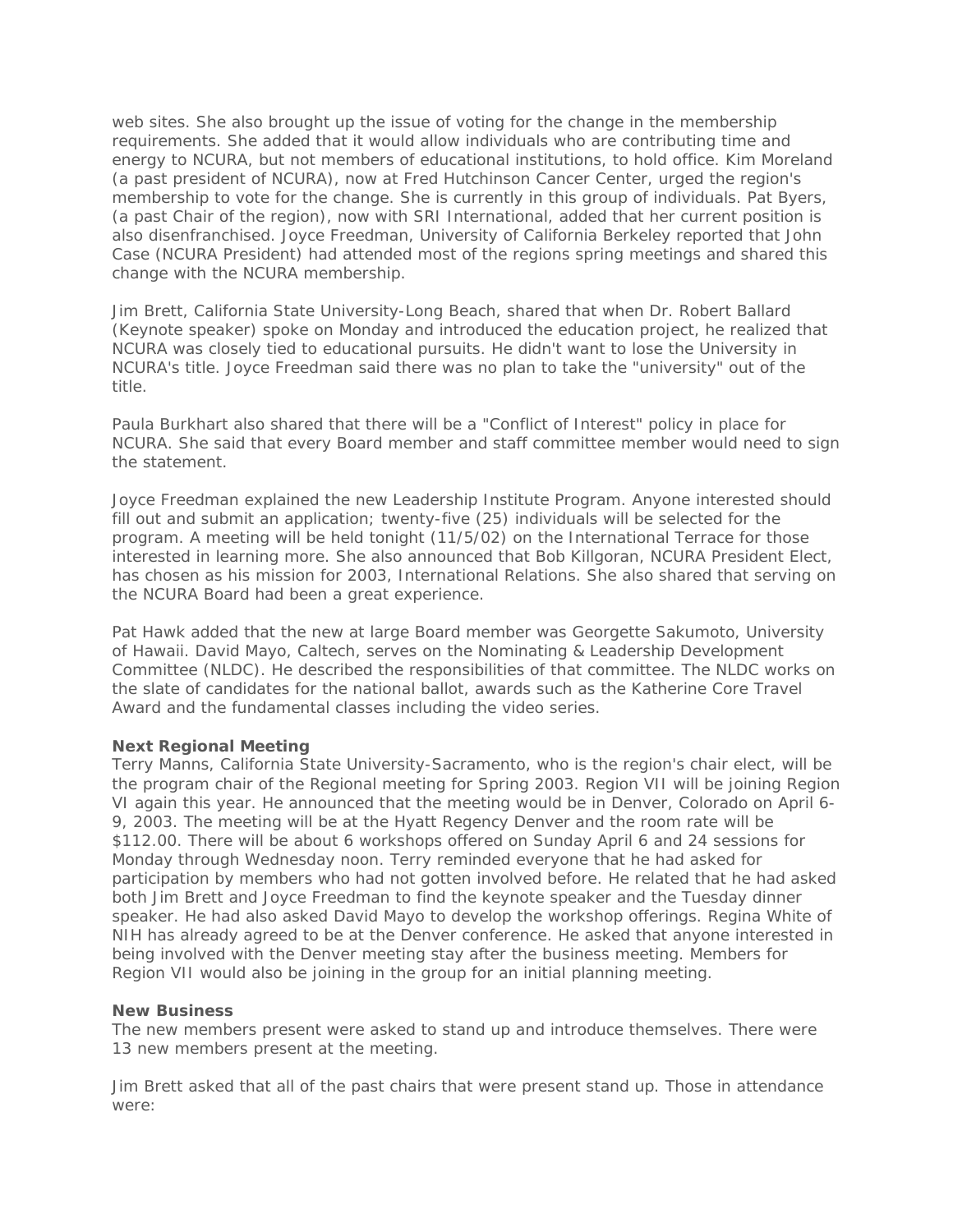web sites. She also brought up the issue of voting for the change in the membership requirements. She added that it would allow individuals who are contributing time and energy to NCURA, but not members of educational institutions, to hold office. Kim Moreland (a past president of NCURA), now at Fred Hutchinson Cancer Center, urged the region's membership to vote for the change. She is currently in this group of individuals. Pat Byers, (a past Chair of the region), now with SRI International, added that her current position is also disenfranchised. Joyce Freedman, University of California Berkeley reported that John Case (NCURA President) had attended most of the regions spring meetings and shared this change with the NCURA membership.

Jim Brett, California State University-Long Beach, shared that when Dr. Robert Ballard (Keynote speaker) spoke on Monday and introduced the education project, he realized that NCURA was closely tied to educational pursuits. He didn't want to lose the University in NCURA's title. Joyce Freedman said there was no plan to take the "university" out of the title.

Paula Burkhart also shared that there will be a "Conflict of Interest" policy in place for NCURA. She said that every Board member and staff committee member would need to sign the statement.

Joyce Freedman explained the new Leadership Institute Program. Anyone interested should fill out and submit an application; twenty-five (25) individuals will be selected for the program. A meeting will be held tonight (11/5/02) on the International Terrace for those interested in learning more. She also announced that Bob Killgoran, NCURA President Elect, has chosen as his mission for 2003, International Relations. She also shared that serving on the NCURA Board had been a great experience.

Pat Hawk added that the new at large Board member was Georgette Sakumoto, University of Hawaii. David Mayo, Caltech, serves on the Nominating & Leadership Development Committee (NLDC). He described the responsibilities of that committee. The NLDC works on the slate of candidates for the national ballot, awards such as the Katherine Core Travel Award and the fundamental classes including the video series.

**Next Regional Meeting**

Terry Manns, California State University-Sacramento, who is the region's chair elect, will be the program chair of the Regional meeting for Spring 2003. Region VII will be joining Region VI again this year. He announced that the meeting would be in Denver, Colorado on April 6-9, 2003. The meeting will be at the Hyatt Regency Denver and the room rate will be $112.00. There will be about 6 workshops offered on Sunday April 6 and 24 sessions for Monday through Wednesday noon. Terry reminded everyone that he had asked for participation by members who had not gotten involved before. He related that he had asked both Jim Brett and Joyce Freedman to find the keynote speaker and the Tuesday dinner speaker. He had also asked David Mayo to develop the workshop offerings. Regina White of NIH has already agreed to be at the Denver conference. He asked that anyone interested in being involved with the Denver meeting stay after the business meeting. Members for Region VII would also be joining in the group for an initial planning meeting.

**New Business**

The new members present were asked to stand up and introduce themselves. There were 13 new members present at the meeting.

Jim Brett asked that all of the past chairs that were present stand up. Those in attendance were: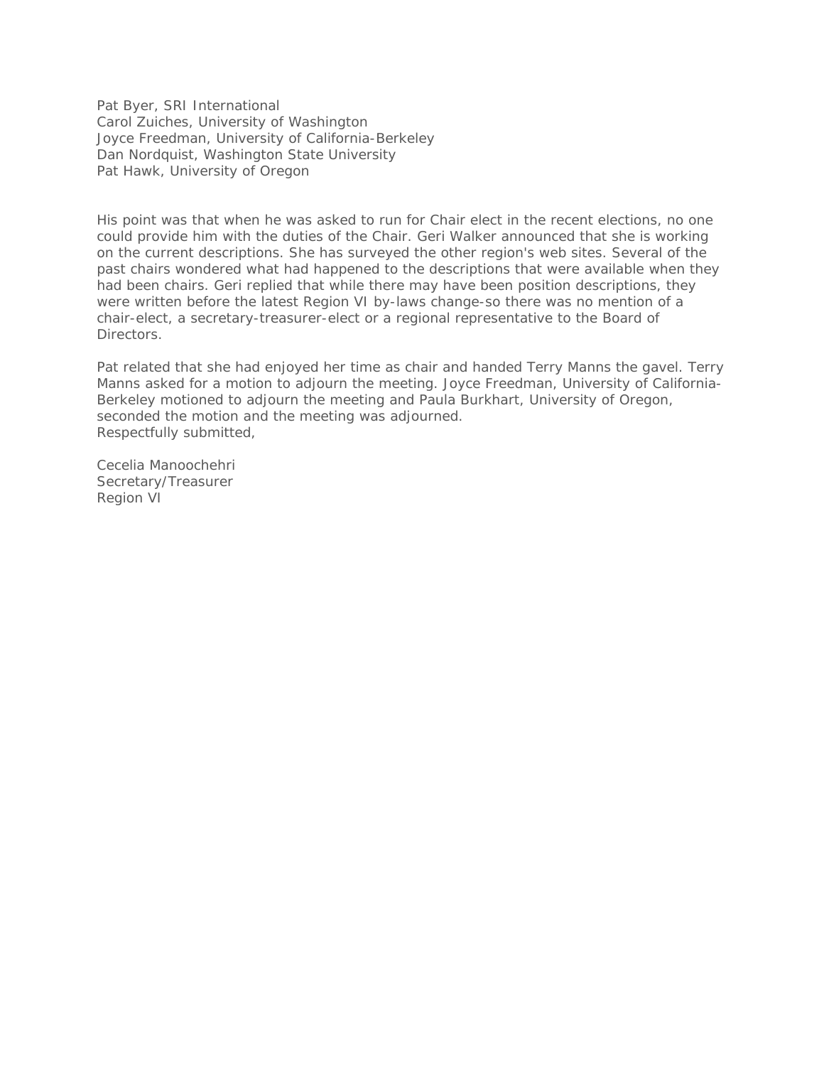Pat Byer, SRI International
Carol Zuiches, University of Washington
Joyce Freedman, University of California-Berkeley
Dan Nordquist, Washington State University
Pat Hawk, University of Oregon

His point was that when he was asked to run for Chair elect in the recent elections, no one could provide him with the duties of the Chair. Geri Walker announced that she is working on the current descriptions. She has surveyed the other region's web sites. Several of the past chairs wondered what had happened to the descriptions that were available when they had been chairs. Geri replied that while there may have been position descriptions, they were written before the latest Region VI by-laws change-so there was no mention of a chair-elect, a secretary-treasurer-elect or a regional representative to the Board of Directors.

Pat related that she had enjoyed her time as chair and handed Terry Manns the gavel. Terry Manns asked for a motion to adjourn the meeting. Joyce Freedman, University of California-Berkeley motioned to adjourn the meeting and Paula Burkhart, University of Oregon, seconded the motion and the meeting was adjourned.
Respectfully submitted,

Cecelia Manoochehri
Secretary/Treasurer
Region VI